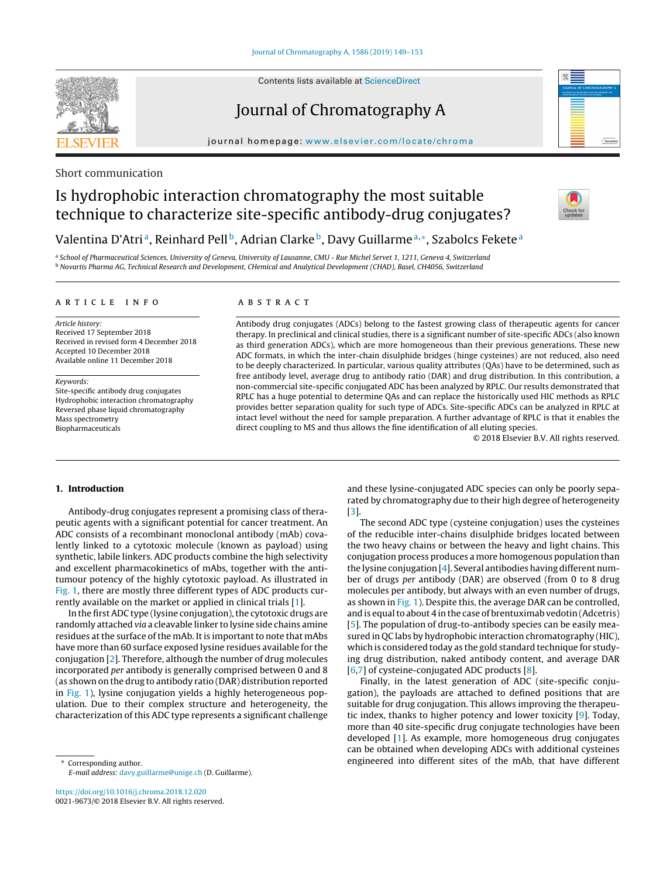Short communication

# Is hydrophobic interaction chromatography the most suitable technique to characterize site-specific antibody-drug conjugates?

Valentina D'Atri[a], Reinhard Pell[b], Adrian Clarke[b], Davy Guillarme[a,*], Szabolcs Fekete[a]

[a] School of Pharmaceutical Sciences, University of Geneva, University of Lausanne, CMU - Rue Michel Servet 1, 1211, Geneva 4, Switzerland
[b] Novartis Pharma AG, Technical Research and Development, CHemical and Analytical Development (CHAD), Basel, CH4056, Switzerland

## ARTICLE INFO

*Article history:*
Received 17 September 2018
Received in revised form 4 December 2018
Accepted 10 December 2018
Available online 11 December 2018

*Keywords:*
Site-specific antibody drug conjugates
Hydrophobic interaction chromatography
Reversed phase liquid chromatography
Mass spectrometry
Biopharmaceuticals

## ABSTRACT

Antibody drug conjugates (ADCs) belong to the fastest growing class of therapeutic agents for cancer therapy. In preclinical and clinical studies, there is a significant number of site-specific ADCs (also known as third generation ADCs), which are more homogeneous than their previous generations. These new ADC formats, in which the inter-chain disulphide bridges (hinge cysteines) are not reduced, also need to be deeply characterized. In particular, various quality attributes (QAs) have to be determined, such as free antibody level, average drug to antibody ratio (DAR) and drug distribution. In this contribution, a non-commercial site-specific conjugated ADC has been analyzed by RPLC. Our results demonstrated that RPLC has a huge potential to determine QAs and can replace the historically used HIC methods as RPLC provides better separation quality for such type of ADCs. Site-specific ADCs can be analyzed in RPLC at intact level without the need for sample preparation. A further advantage of RPLC is that it enables the direct coupling to MS and thus allows the fine identification of all eluting species.

© 2018 Elsevier B.V. All rights reserved.

## 1. Introduction

Antibody-drug conjugates represent a promising class of therapeutic agents with a significant potential for cancer treatment. An ADC consists of a recombinant monoclonal antibody (mAb) covalently linked to a cytotoxic molecule (known as payload) using synthetic, labile linkers. ADC products combine the high selectivity and excellent pharmacokinetics of mAbs, together with the antitumour potency of the highly cytotoxic payload. As illustrated in Fig. 1, there are mostly three different types of ADC products currently available on the market or applied in clinical trials [1].

In the first ADC type (lysine conjugation), the cytotoxic drugs are randomly attached *via* a cleavable linker to lysine side chains amine residues at the surface of the mAb. It is important to note that mAbs have more than 60 surface exposed lysine residues available for the conjugation [2]. Therefore, although the number of drug molecules incorporated *per* antibody is generally comprised between 0 and 8 (as shown on the drug to antibody ratio (DAR) distribution reported in Fig. 1), lysine conjugation yields a highly heterogeneous population. Due to their complex structure and heterogeneity, the characterization of this ADC type represents a significant challenge and these lysine-conjugated ADC species can only be poorly separated by chromatography due to their high degree of heterogeneity [3].

The second ADC type (cysteine conjugation) uses the cysteines of the reducible inter-chains disulphide bridges located between the two heavy chains or between the heavy and light chains. This conjugation process produces a more homogenous population than the lysine conjugation [4]. Several antibodies having different number of drugs *per* antibody (DAR) are observed (from 0 to 8 drug molecules per antibody, but always with an even number of drugs, as shown in Fig. 1). Despite this, the average DAR can be controlled, and is equal to about 4 in the case of brentuximab vedotin (Adcetris) [5]. The population of drug-to-antibody species can be easily measured in QC labs by hydrophobic interaction chromatography (HIC), which is considered today as the gold standard technique for studying drug distribution, naked antibody content, and average DAR [6,7] of cysteine-conjugated ADC products [8].

Finally, in the latest generation of ADC (site-specific conjugation), the payloads are attached to defined positions that are suitable for drug conjugation. This allows improving the therapeutic index, thanks to higher potency and lower toxicity [9]. Today, more than 40 site-specific drug conjugate technologies have been developed [1]. As example, more homogeneous drug conjugates can be obtained when developing ADCs with additional cysteines engineered into different sites of the mAb, that have different

* Corresponding author.
*E-mail address:* davy.guillarme@unige.ch (D. Guillarme).

https://doi.org/10.1016/j.chroma.2018.12.020
0021-9673/© 2018 Elsevier B.V. All rights reserved.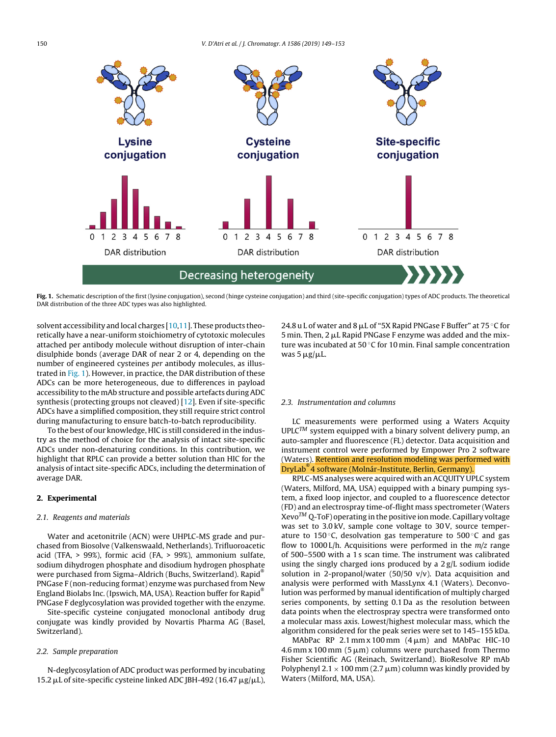Lysine conjugation

Cysteine conjugation

Site-specific conjugation

DAR distribution

Decreasing heterogeneity

**Fig. 1.** Schematic description of the first (lysine conjugation), second (hinge cysteine conjugation) and third (site-specific conjugation) types of ADC products. The theoretical DAR distribution of the three ADC types was also highlighted.

solvent accessibility and local charges [10,11]. These products theoretically have a near-uniform stoichiometry of cytotoxic molecules attached per antibody molecule without disruption of inter-chain disulphide bonds (average DAR of near 2 or 4, depending on the number of engineered cysteines *per* antibody molecules, as illustrated in Fig. 1). However, in practice, the DAR distribution of these ADCs can be more heterogeneous, due to differences in payload accessibility to the mAb structure and possible artefacts during ADC synthesis (protecting groups not cleaved) [12]. Even if site-specific ADCs have a simplified composition, they still require strict control during manufacturing to ensure batch-to-batch reproducibility.

To the best of our knowledge, HIC is still considered in the industry as the method of choice for the analysis of intact site-specific ADCs under non-denaturing conditions. In this contribution, we highlight that RPLC can provide a better solution than HIC for the analysis of intact site-specific ADCs, including the determination of average DAR.

## 2. Experimental

### 2.1. Reagents and materials

Water and acetonitrile (ACN) were UHPLC-MS grade and purchased from Biosolve (Valkenswaald, Netherlands). Trifluoroacetic acid (TFA, > 99%), formic acid (FA, > 99%), ammonium sulfate, sodium dihydrogen phosphate and disodium hydrogen phosphate were purchased from Sigma–Aldrich (Buchs, Switzerland). Rapid® PNGase F (non-reducing format) enzyme was purchased from New England Biolabs Inc. (Ipswich, MA, USA). Reaction buffer for Rapid® PNGase F deglycosylation was provided together with the enzyme.

Site-specific cysteine conjugated monoclonal antibody drug conjugate was kindly provided by Novartis Pharma AG (Basel, Switzerland).

### 2.2. Sample preparation

N-deglycosylation of ADC product was performed by incubating 15.2 µL of site-specific cysteine linked ADC JBH-492 (16.47 µg/µL), 24.8 u L of water and 8 µL of "5X Rapid PNGase F Buffer" at 75 °C for 5 min. Then, 2 µL Rapid PNGase F enzyme was added and the mixture was incubated at 50 °C for 10 min. Final sample concentration was 5 µg/µL.

### 2.3. Instrumentation and columns

LC measurements were performed using a Waters Acquity UPLC™ system equipped with a binary solvent delivery pump, an auto-sampler and fluorescence (FL) detector. Data acquisition and instrument control were performed by Empower Pro 2 software (Waters). Retention and resolution modeling was performed with DryLab® 4 software (Molnár-Institute, Berlin, Germany).

RPLC-MS analyses were acquired with an ACQUITY UPLC system (Waters, Milford, MA, USA) equipped with a binary pumping system, a fixed loop injector, and coupled to a fluorescence detector (FD) and an electrospray time-of-flight mass spectrometer (Waters Xevo™ Q-ToF) operating in the positive ion mode. Capillary voltage was set to 3.0 kV, sample cone voltage to 30 V, source temperature to 150 °C, desolvation gas temperature to 500 °C and gas flow to 1000 L/h. Acquisitions were performed in the *m/z* range of 500–5500 with a 1 s scan time. The instrument was calibrated using the singly charged ions produced by a 2 g/L sodium iodide solution in 2-propanol/water (50/50 v/v). Data acquisition and analysis were performed with MassLynx 4.1 (Waters). Deconvolution was performed by manual identification of multiply charged series components, by setting 0.1 Da as the resolution between data points when the electrospray spectra were transformed onto a molecular mass axis. Lowest/highest molecular mass, which the algorithm considered for the peak series were set to 145–155 kDa.

MAbPac RP 2.1 mm x 100 mm (4 µm) and MAbPac HIC-10 4.6 mm x 100 mm (5 µm) columns were purchased from Thermo Fisher Scientific AG (Reinach, Switzerland). BioResolve RP mAb Polyphenyl 2.1 × 100 mm (2.7 µm) column was kindly provided by Waters (Milford, MA, USA).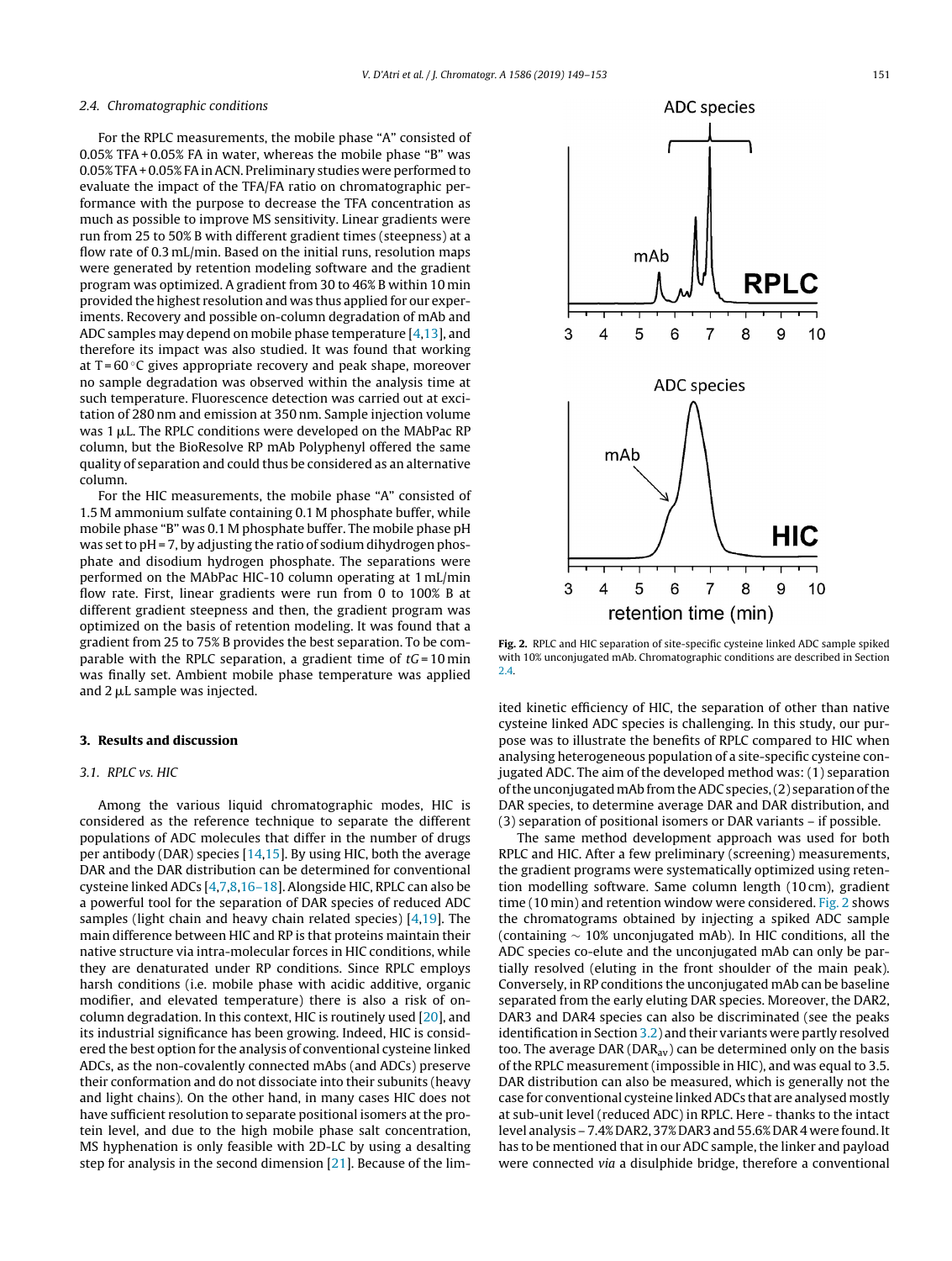### 2.4. Chromatographic conditions

For the RPLC measurements, the mobile phase "A" consisted of 0.05% TFA + 0.05% FA in water, whereas the mobile phase "B" was 0.05% TFA + 0.05% FA in ACN. Preliminary studies were performed to evaluate the impact of the TFA/FA ratio on chromatographic performance with the purpose to decrease the TFA concentration as much as possible to improve MS sensitivity. Linear gradients were run from 25 to 50% B with different gradient times (steepness) at a flow rate of 0.3 mL/min. Based on the initial runs, resolution maps were generated by retention modeling software and the gradient program was optimized. A gradient from 30 to 46% B within 10 min provided the highest resolution and was thus applied for our experiments. Recovery and possible on-column degradation of mAb and ADC samples may depend on mobile phase temperature [4,13], and therefore its impact was also studied. It was found that working at T = 60 °C gives appropriate recovery and peak shape, moreover no sample degradation was observed within the analysis time at such temperature. Fluorescence detection was carried out at excitation of 280 nm and emission at 350 nm. Sample injection volume was 1 μL. The RPLC conditions were developed on the MAbPac RP column, but the BioResolve RP mAb Polyphenyl offered the same quality of separation and could thus be considered as an alternative column.

For the HIC measurements, the mobile phase "A" consisted of 1.5 M ammonium sulfate containing 0.1 M phosphate buffer, while mobile phase "B" was 0.1 M phosphate buffer. The mobile phase pH was set to pH = 7, by adjusting the ratio of sodium dihydrogen phosphate and disodium hydrogen phosphate. The separations were performed on the MAbPac HIC-10 column operating at 1 mL/min flow rate. First, linear gradients were run from 0 to 100% B at different gradient steepness and then, the gradient program was optimized on the basis of retention modeling. It was found that a gradient from 25 to 75% B provides the best separation. To be comparable with the RPLC separation, a gradient time of $tG$ = 10 min was finally set. Ambient mobile phase temperature was applied and 2 μL sample was injected.

## 3. Results and discussion

### 3.1. RPLC vs. HIC

Among the various liquid chromatographic modes, HIC is considered as the reference technique to separate the different populations of ADC molecules that differ in the number of drugs per antibody (DAR) species [14,15]. By using HIC, both the average DAR and the DAR distribution can be determined for conventional cysteine linked ADCs [4,7,8,16–18]. Alongside HIC, RPLC can also be a powerful tool for the separation of DAR species of reduced ADC samples (light chain and heavy chain related species) [4,19]. The main difference between HIC and RP is that proteins maintain their native structure via intra-molecular forces in HIC conditions, while they are denaturated under RP conditions. Since RPLC employs harsh conditions (i.e. mobile phase with acidic additive, organic modifier, and elevated temperature) there is also a risk of on-column degradation. In this context, HIC is routinely used [20], and its industrial significance has been growing. Indeed, HIC is considered the best option for the analysis of conventional cysteine linked ADCs, as the non-covalently connected mAbs (and ADCs) preserve their conformation and do not dissociate into their subunits (heavy and light chains). On the other hand, in many cases HIC does not have sufficient resolution to separate positional isomers at the protein level, and due to the high mobile phase salt concentration, MS hyphenation is only feasible with 2D-LC by using a desalting step for analysis in the second dimension [21]. Because of the limited kinetic efficiency of HIC, the separation of other than native cysteine linked ADC species is challenging. In this study, our purpose was to illustrate the benefits of RPLC compared to HIC when analysing heterogeneous population of a site-specific cysteine conjugated ADC. The aim of the developed method was: (1) separation of the unconjugated mAb from the ADC species, (2) separation of the DAR species, to determine average DAR and DAR distribution, and (3) separation of positional isomers or DAR variants – if possible.

**Fig. 2.** RPLC and HIC separation of site-specific cysteine linked ADC sample spiked with 10% unconjugated mAb. Chromatographic conditions are described in Section 2.4.

The same method development approach was used for both RPLC and HIC. After a few preliminary (screening) measurements, the gradient programs were systematically optimized using retention modelling software. Same column length (10 cm), gradient time (10 min) and retention window were considered. Fig. 2 shows the chromatograms obtained by injecting a spiked ADC sample (containing ~ 10% unconjugated mAb). In HIC conditions, all the ADC species co-elute and the unconjugated mAb can only be partially resolved (eluting in the front shoulder of the main peak). Conversely, in RP conditions the unconjugated mAb can be baseline separated from the early eluting DAR species. Moreover, the DAR2, DAR3 and DAR4 species can also be discriminated (see the peaks identification in Section 3.2) and their variants were partly resolved too. The average DAR ($DAR_{av}$) can be determined only on the basis of the RPLC measurement (impossible in HIC), and was equal to 3.5. DAR distribution can also be measured, which is generally not the case for conventional cysteine linked ADCs that are analysed mostly at sub-unit level (reduced ADC) in RPLC. Here - thanks to the intact level analysis – 7.4% DAR2, 37% DAR3 and 55.6% DAR 4 were found. It has to be mentioned that in our ADC sample, the linker and payload were connected *via* a disulphide bridge, therefore a conventional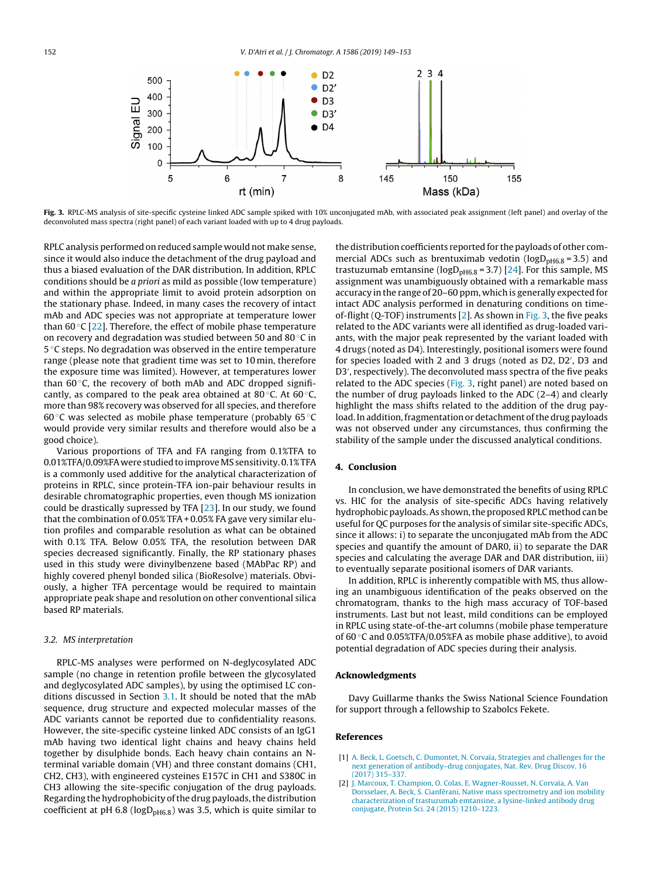**Fig. 3.** RPLC-MS analysis of site-specific cysteine linked ADC sample spiked with 10% unconjugated mAb, with associated peak assignment (left panel) and overlay of the deconvoluted mass spectra (right panel) of each variant loaded with up to 4 drug payloads.

RPLC analysis performed on reduced sample would not make sense, since it would also induce the detachment of the drug payload and thus a biased evaluation of the DAR distribution. In addition, RPLC conditions should be *a priori* as mild as possible (low temperature) and within the appropriate limit to avoid protein adsorption on the stationary phase. Indeed, in many cases the recovery of intact mAb and ADC species was not appropriate at temperature lower than 60 °C [22]. Therefore, the effect of mobile phase temperature on recovery and degradation was studied between 50 and 80 °C in 5 °C steps. No degradation was observed in the entire temperature range (please note that gradient time was set to 10 min, therefore the exposure time was limited). However, at temperatures lower than 60 °C, the recovery of both mAb and ADC dropped significantly, as compared to the peak area obtained at 80 °C. At 60 °C, more than 98% recovery was observed for all species, and therefore 60 °C was selected as mobile phase temperature (probably 65 °C would provide very similar results and therefore would also be a good choice).

Various proportions of TFA and FA ranging from 0.1%TFA to 0.01%TFA/0.09%FA were studied to improve MS sensitivity. 0.1% TFA is a commonly used additive for the analytical characterization of proteins in RPLC, since protein-TFA ion-pair behaviour results in desirable chromatographic properties, even though MS ionization could be drastically supressed by TFA [23]. In our study, we found that the combination of 0.05% TFA + 0.05% FA gave very similar elution profiles and comparable resolution as what can be obtained with 0.1% TFA. Below 0.05% TFA, the resolution between DAR species decreased significantly. Finally, the RP stationary phases used in this study were divinylbenzene based (MAbPac RP) and highly covered phenyl bonded silica (BioResolve) materials. Obviously, a higher TFA percentage would be required to maintain appropriate peak shape and resolution on other conventional silica based RP materials.

### 3.2. MS interpretation

RPLC-MS analyses were performed on N-deglycosylated ADC sample (no change in retention profile between the glycosylated and deglycosylated ADC samples), by using the optimised LC conditions discussed in Section 3.1. It should be noted that the mAb sequence, drug structure and expected molecular masses of the ADC variants cannot be reported due to confidentiality reasons. However, the site-specific cysteine linked ADC consists of an IgG1 mAb having two identical light chains and heavy chains held together by disulphide bonds. Each heavy chain contains an N-terminal variable domain (VH) and three constant domains (CH1, CH2, CH3), with engineered cysteines E157C in CH1 and S380C in CH3 allowing the site-specific conjugation of the drug payloads. Regarding the hydrophobicity of the drug payloads, the distribution coefficient at pH 6.8 ($\log D_{pH6.8}$) was 3.5, which is quite similar to the distribution coefficients reported for the payloads of other commercial ADCs such as brentuximab vedotin ($\log D_{pH6.8} = 3.5$) and trastuzumab emtansine ($\log D_{pH6.8} = 3.7$) [24]. For this sample, MS assignment was unambiguously obtained with a remarkable mass accuracy in the range of 20–60 ppm, which is generally expected for intact ADC analysis performed in denaturing conditions on time-of-flight (Q-TOF) instruments [2]. As shown in Fig. 3, the five peaks related to the ADC variants were all identified as drug-loaded variants, with the major peak represented by the variant loaded with 4 drugs (noted as D4). Interestingly, positional isomers were found for species loaded with 2 and 3 drugs (noted as D2, D2′, D3 and D3′, respectively). The deconvoluted mass spectra of the five peaks related to the ADC species (Fig. 3, right panel) are noted based on the number of drug payloads linked to the ADC (2–4) and clearly highlight the mass shifts related to the addition of the drug payload. In addition, fragmentation or detachment of the drug payloads was not observed under any circumstances, thus confirming the stability of the sample under the discussed analytical conditions.

## 4. Conclusion

In conclusion, we have demonstrated the benefits of using RPLC vs. HIC for the analysis of site-specific ADCs having relatively hydrophobic payloads. As shown, the proposed RPLC method can be useful for QC purposes for the analysis of similar site-specific ADCs, since it allows: i) to separate the unconjugated mAb from the ADC species and quantify the amount of DAR0, ii) to separate the DAR species and calculating the average DAR and DAR distribution, iii) to eventually separate positional isomers of DAR variants.

In addition, RPLC is inherently compatible with MS, thus allowing an unambiguous identification of the peaks observed on the chromatogram, thanks to the high mass accuracy of TOF-based instruments. Last but not least, mild conditions can be employed in RPLC using state-of-the-art columns (mobile phase temperature of 60 °C and 0.05%TFA/0.05%FA as mobile phase additive), to avoid potential degradation of ADC species during their analysis.

## Acknowledgments

Davy Guillarme thanks the Swiss National Science Foundation for support through a fellowship to Szabolcs Fekete.

## References

[1] A. Beck, L. Goetsch, C. Dumontet, N. Corvaïa, Strategies and challenges for the next generation of antibody–drug conjugates, Nat. Rev. Drug Discov. 16 (2017) 315–337.

[2] J. Marcoux, T. Champion, O. Colas, E. Wagner-Rousset, N. Corvaïa, A. Van Dorsselaer, A. Beck, S. Cianférani, Native mass spectrometry and ion mobility characterization of trastuzumab emtansine, a lysine-linked antibody drug conjugate, Protein Sci. 24 (2015) 1210–1223.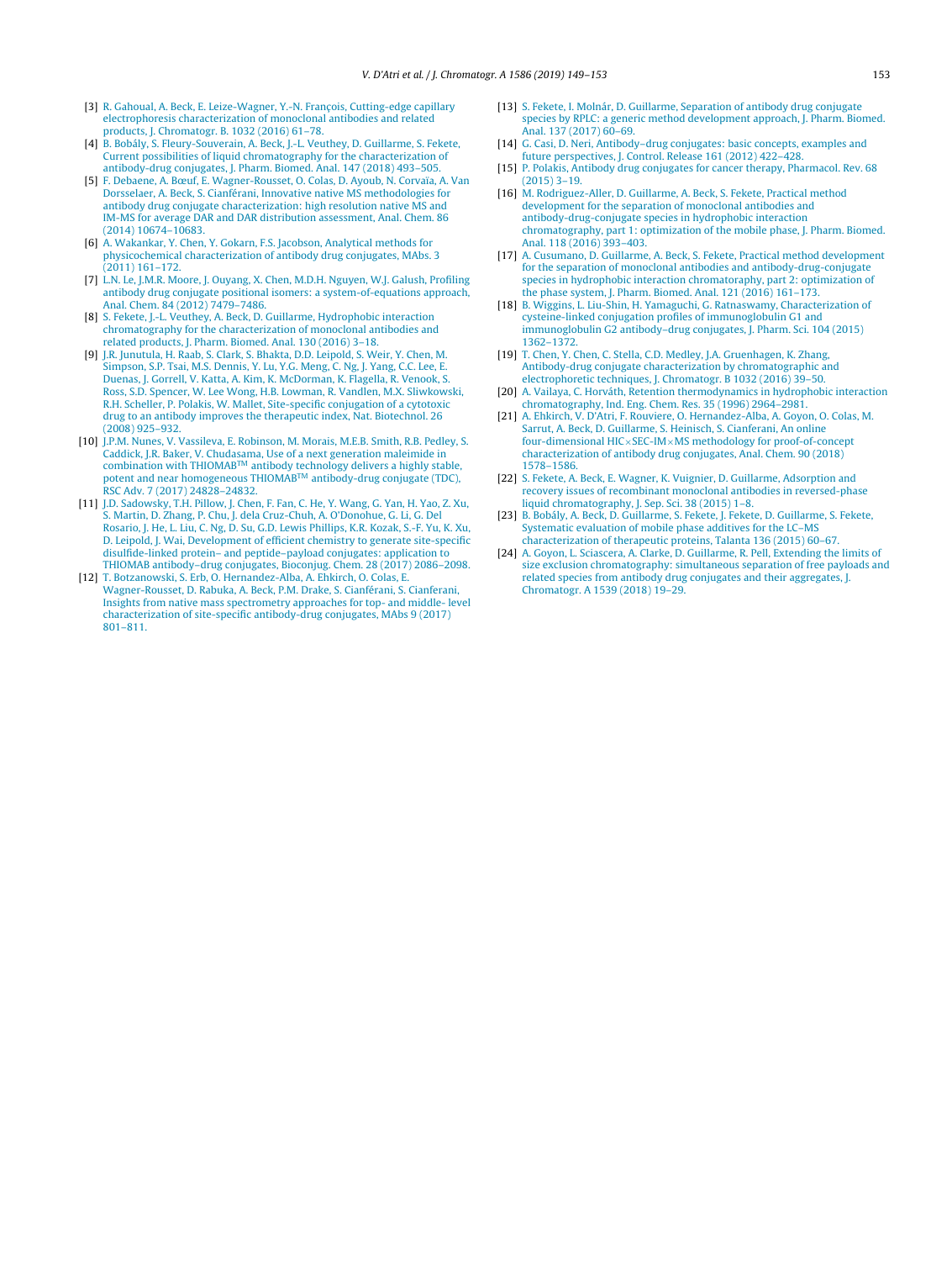[3] R. Gahoual, A. Beck, E. Leize-Wagner, Y.-N. François, Cutting-edge capillary electrophoresis characterization of monoclonal antibodies and related products, J. Chromatogr. B. 1032 (2016) 61–78.

[4] B. Bobály, S. Fleury-Souverain, A. Beck, J.-L. Veuthey, D. Guillarme, S. Fekete, Current possibilities of liquid chromatography for the characterization of antibody-drug conjugates, J. Pharm. Biomed. Anal. 147 (2018) 493–505.

[5] F. Debaene, A. Bœuf, E. Wagner-Rousset, O. Colas, D. Ayoub, N. Corvaïa, A. Van Dorsselaer, A. Beck, S. Cianférani, Innovative native MS methodologies for antibody drug conjugate characterization: high resolution native MS and IM-MS for average DAR and DAR distribution assessment, Anal. Chem. 86 (2014) 10674–10683.

[6] A. Wakankar, Y. Chen, Y. Gokarn, F.S. Jacobson, Analytical methods for physicochemical characterization of antibody drug conjugates, MAbs. 3 (2011) 161–172.

[7] L.N. Le, J.M.R. Moore, J. Ouyang, X. Chen, M.D.H. Nguyen, W.J. Galush, Profiling antibody drug conjugate positional isomers: a system-of-equations approach, Anal. Chem. 84 (2012) 7479–7486.

[8] S. Fekete, J.-L. Veuthey, A. Beck, D. Guillarme, Hydrophobic interaction chromatography for the characterization of monoclonal antibodies and related products, J. Pharm. Biomed. Anal. 130 (2016) 3–18.

[9] J.R. Junutula, H. Raab, S. Clark, S. Bhakta, D.D. Leipold, S. Weir, Y. Chen, M. Simpson, S.P. Tsai, M.S. Dennis, Y. Lu, Y.G. Meng, C. Ng, J. Yang, C.C. Lee, E. Duenas, J. Gorrell, V. Katta, A. Kim, K. McDorman, K. Flagella, R. Venook, S. Ross, S.D. Spencer, W. Lee Wong, H.B. Lowman, R. Vandlen, M.X. Sliwkowski, R.H. Scheller, P. Polakis, W. Mallet, Site-specific conjugation of a cytotoxic drug to an antibody improves the therapeutic index, Nat. Biotechnol. 26 (2008) 925–932.

[10] J.P.M. Nunes, V. Vassileva, E. Robinson, M. Morais, M.E.B. Smith, R.B. Pedley, S. Caddick, J.R. Baker, V. Chudasama, Use of a next generation maleimide in combination with THIOMAB™ antibody technology delivers a highly stable, potent and near homogeneous THIOMAB™ antibody-drug conjugate (TDC), RSC Adv. 7 (2017) 24828–24832.

[11] J.D. Sadowsky, T.H. Pillow, J. Chen, F. Fan, C. He, Y. Wang, G. Yan, H. Yao, Z. Xu, S. Martin, D. Zhang, P. Chu, J. dela Cruz-Chuh, A. O'Donohue, G. Li, G. Del Rosario, J. He, L. Liu, C. Ng, D. Su, G.D. Lewis Phillips, K.R. Kozak, S.-F. Yu, K. Xu, D. Leipold, J. Wai, Development of efficient chemistry to generate site-specific disulfide-linked protein– and peptide–payload conjugates: application to THIOMAB antibody–drug conjugates, Bioconjug. Chem. 28 (2017) 2086–2098.

[12] T. Botzanowski, S. Erb, O. Hernandez-Alba, A. Ehkirch, O. Colas, E. Wagner-Rousset, D. Rabuka, A. Beck, P.M. Drake, S. Cianférani, Insights from native mass spectrometry approaches for top- and middle- level characterization of site-specific antibody-drug conjugates, MAbs 9 (2017) 801–811.

[13] S. Fekete, I. Molnár, D. Guillarme, Separation of antibody drug conjugate species by RPLC: a generic method development approach, J. Pharm. Biomed. Anal. 137 (2017) 60–69.

[14] G. Casi, D. Neri, Antibody–drug conjugates: basic concepts, examples and future perspectives, J. Control. Release 161 (2012) 422–428.

[15] P. Polakis, Antibody drug conjugates for cancer therapy, Pharmacol. Rev. 68 (2015) 3–19.

[16] M. Rodriguez-Aller, D. Guillarme, A. Beck, S. Fekete, Practical method development for the separation of monoclonal antibodies and antibody-drug-conjugate species in hydrophobic interaction chromatography, part 1: optimization of the mobile phase, J. Pharm. Biomed. Anal. 118 (2016) 393–403.

[17] A. Cusumano, D. Guillarme, A. Beck, S. Fekete, Practical method development for the separation of monoclonal antibodies and antibody-drug-conjugate species in hydrophobic interaction chromatoraphy, part 2: optimization of the phase system, J. Pharm. Biomed. Anal. 121 (2016) 161–173.

[18] B. Wiggins, L. Liu-Shin, H. Yamaguchi, G. Ratnaswamy, Characterization of cysteine-linked conjugation profiles of immunoglobulin G1 and immunoglobulin G2 antibody–drug conjugates, J. Pharm. Sci. 104 (2015) 1362–1372.

[19] T. Chen, Y. Chen, C. Stella, C.D. Medley, J.A. Gruenhagen, K. Zhang, Antibody-drug conjugate characterization by chromatographic and electrophoretic techniques, J. Chromatogr. B 1032 (2016) 39–50.

[20] A. Vailaya, C. Horváth, Retention thermodynamics in hydrophobic interaction chromatography, Ind. Eng. Chem. Res. 35 (1996) 2964–2981.

[21] A. Ehkirch, V. D'Atri, F. Rouviere, O. Hernandez-Alba, A. Goyon, O. Colas, M. Sarrut, A. Beck, D. Guillarme, S. Heinisch, S. Cianferani, An online four-dimensional HIC×SEC-IM×MS methodology for proof-of-concept characterization of antibody drug conjugates, Anal. Chem. 90 (2018) 1578–1586.

[22] S. Fekete, A. Beck, E. Wagner, K. Vuignier, D. Guillarme, Adsorption and recovery issues of recombinant monoclonal antibodies in reversed-phase liquid chromatography, J. Sep. Sci. 38 (2015) 1–8.

[23] B. Bobály, A. Beck, D. Guillarme, S. Fekete, J. Fekete, D. Guillarme, S. Fekete, Systematic evaluation of mobile phase additives for the LC–MS characterization of therapeutic proteins, Talanta 136 (2015) 60–67.

[24] A. Goyon, L. Sciascera, A. Clarke, D. Guillarme, R. Pell, Extending the limits of size exclusion chromatography: simultaneous separation of free payloads and related species from antibody drug conjugates and their aggregates, J. Chromatogr. A 1539 (2018) 19–29.